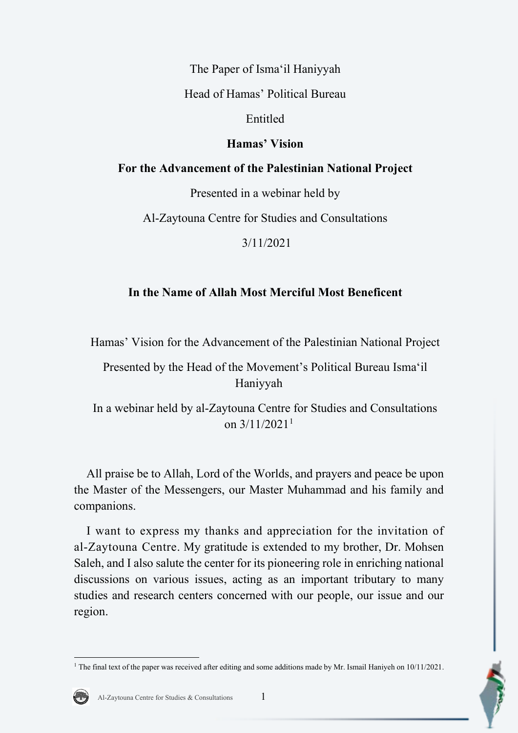The Paper of Isma'il Haniyyah

Head of Hamas' Political Bureau

Entitled

**Hamas' Vision**

**For the Advancement of the Palestinian National Project**

Presented in a webinar held by

Al-Zaytouna Centre for Studies and Consultations

3/11/2021

**In the Name of Allah Most Merciful Most Beneficent**

Hamas' Vision for the Advancement of the Palestinian National Project

Presented by the Head of the Movement's Political Bureau Isma'il Haniyyah

In a webinar held by al-Zaytouna Centre for Studies and Consultations on 3/11/2021[1]

All praise be to Allah, Lord of the Worlds, and prayers and peace be upon the Master of the Messengers, our Master Muhammad and his family and companions.

I want to express my thanks and appreciation for the invitation of al-Zaytouna Centre. My gratitude is extended to my brother, Dr. Mohsen Saleh, and I also salute the center for its pioneering role in enriching national discussions on various issues, acting as an important tributary to many studies and research centers concerned with our people, our issue and our region.

[1] The final text of the paper was received after editing and some additions made by Mr. Ismail Haniyeh on 10/11/2021.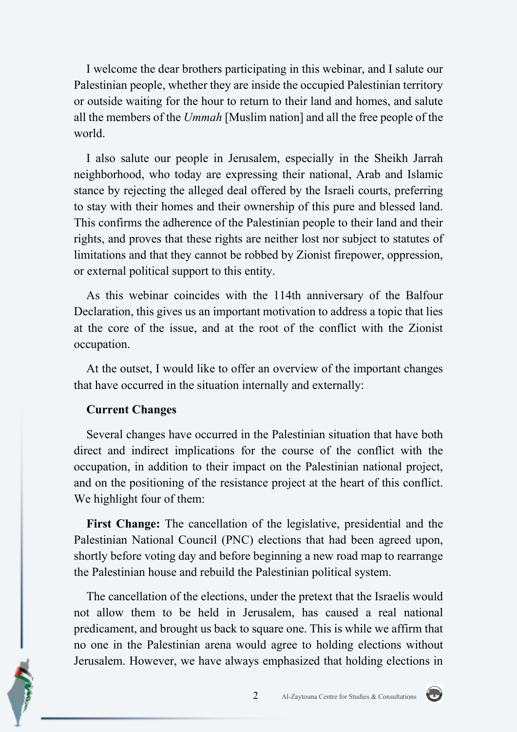I welcome the dear brothers participating in this webinar, and I salute our Palestinian people, whether they are inside the occupied Palestinian territory or outside waiting for the hour to return to their land and homes, and salute all the members of the *Ummah* [Muslim nation] and all the free people of the world.

I also salute our people in Jerusalem, especially in the Sheikh Jarrah neighborhood, who today are expressing their national, Arab and Islamic stance by rejecting the alleged deal offered by the Israeli courts, preferring to stay with their homes and their ownership of this pure and blessed land. This confirms the adherence of the Palestinian people to their land and their rights, and proves that these rights are neither lost nor subject to statutes of limitations and that they cannot be robbed by Zionist firepower, oppression, or external political support to this entity.

As this webinar coincides with the 114th anniversary of the Balfour Declaration, this gives us an important motivation to address a topic that lies at the core of the issue, and at the root of the conflict with the Zionist occupation.

At the outset, I would like to offer an overview of the important changes that have occurred in the situation internally and externally:

**Current Changes**

Several changes have occurred in the Palestinian situation that have both direct and indirect implications for the course of the conflict with the occupation, in addition to their impact on the Palestinian national project, and on the positioning of the resistance project at the heart of this conflict. We highlight four of them:

**First Change:** The cancellation of the legislative, presidential and the Palestinian National Council (PNC) elections that had been agreed upon, shortly before voting day and before beginning a new road map to rearrange the Palestinian house and rebuild the Palestinian political system.

The cancellation of the elections, under the pretext that the Israelis would not allow them to be held in Jerusalem, has caused a real national predicament, and brought us back to square one. This is while we affirm that no one in the Palestinian arena would agree to holding elections without Jerusalem. However, we have always emphasized that holding elections in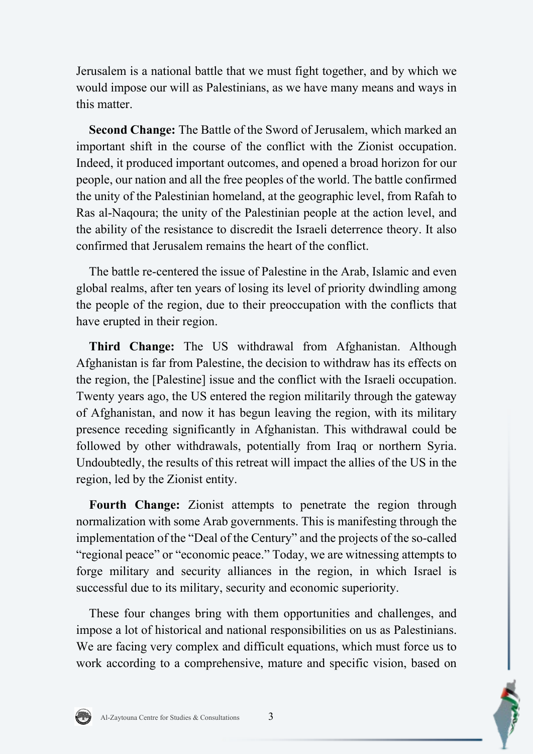Jerusalem is a national battle that we must fight together, and by which we would impose our will as Palestinians, as we have many means and ways in this matter.

**Second Change:** The Battle of the Sword of Jerusalem, which marked an important shift in the course of the conflict with the Zionist occupation. Indeed, it produced important outcomes, and opened a broad horizon for our people, our nation and all the free peoples of the world. The battle confirmed the unity of the Palestinian homeland, at the geographic level, from Rafah to Ras al-Naqoura; the unity of the Palestinian people at the action level, and the ability of the resistance to discredit the Israeli deterrence theory. It also confirmed that Jerusalem remains the heart of the conflict.

The battle re-centered the issue of Palestine in the Arab, Islamic and even global realms, after ten years of losing its level of priority dwindling among the people of the region, due to their preoccupation with the conflicts that have erupted in their region.

**Third Change:** The US withdrawal from Afghanistan. Although Afghanistan is far from Palestine, the decision to withdraw has its effects on the region, the [Palestine] issue and the conflict with the Israeli occupation. Twenty years ago, the US entered the region militarily through the gateway of Afghanistan, and now it has begun leaving the region, with its military presence receding significantly in Afghanistan. This withdrawal could be followed by other withdrawals, potentially from Iraq or northern Syria. Undoubtedly, the results of this retreat will impact the allies of the US in the region, led by the Zionist entity.

**Fourth Change:** Zionist attempts to penetrate the region through normalization with some Arab governments. This is manifesting through the implementation of the "Deal of the Century" and the projects of the so-called "regional peace" or "economic peace." Today, we are witnessing attempts to forge military and security alliances in the region, in which Israel is successful due to its military, security and economic superiority.

These four changes bring with them opportunities and challenges, and impose a lot of historical and national responsibilities on us as Palestinians. We are facing very complex and difficult equations, which must force us to work according to a comprehensive, mature and specific vision, based on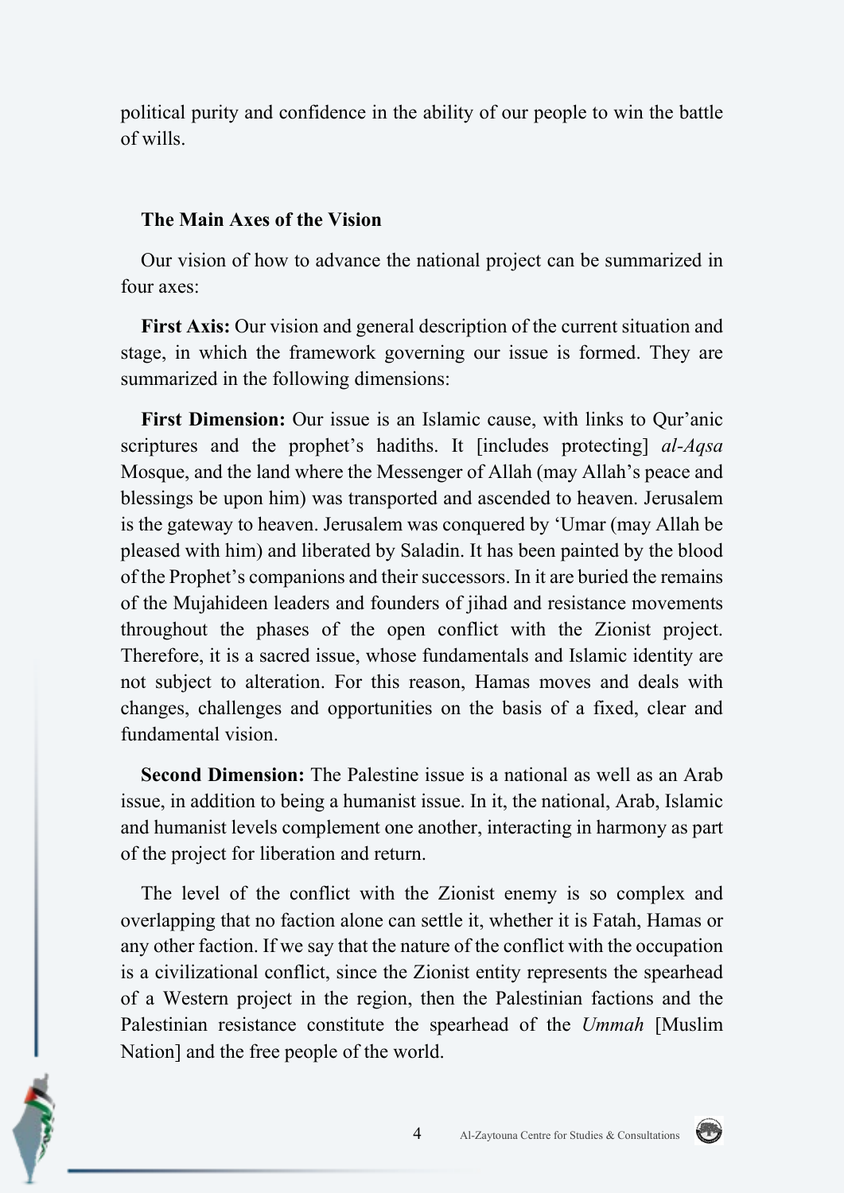political purity and confidence in the ability of our people to win the battle of wills.

## The Main Axes of the Vision

Our vision of how to advance the national project can be summarized in four axes:

**First Axis:** Our vision and general description of the current situation and stage, in which the framework governing our issue is formed. They are summarized in the following dimensions:

**First Dimension:** Our issue is an Islamic cause, with links to Qur'anic scriptures and the prophet's hadiths. It [includes protecting] *al-Aqsa* Mosque, and the land where the Messenger of Allah (may Allah's peace and blessings be upon him) was transported and ascended to heaven. Jerusalem is the gateway to heaven. Jerusalem was conquered by 'Umar (may Allah be pleased with him) and liberated by Saladin. It has been painted by the blood of the Prophet's companions and their successors. In it are buried the remains of the Mujahideen leaders and founders of jihad and resistance movements throughout the phases of the open conflict with the Zionist project. Therefore, it is a sacred issue, whose fundamentals and Islamic identity are not subject to alteration. For this reason, Hamas moves and deals with changes, challenges and opportunities on the basis of a fixed, clear and fundamental vision.

**Second Dimension:** The Palestine issue is a national as well as an Arab issue, in addition to being a humanist issue. In it, the national, Arab, Islamic and humanist levels complement one another, interacting in harmony as part of the project for liberation and return.

The level of the conflict with the Zionist enemy is so complex and overlapping that no faction alone can settle it, whether it is Fatah, Hamas or any other faction. If we say that the nature of the conflict with the occupation is a civilizational conflict, since the Zionist entity represents the spearhead of a Western project in the region, then the Palestinian factions and the Palestinian resistance constitute the spearhead of the *Ummah* [Muslim Nation] and the free people of the world.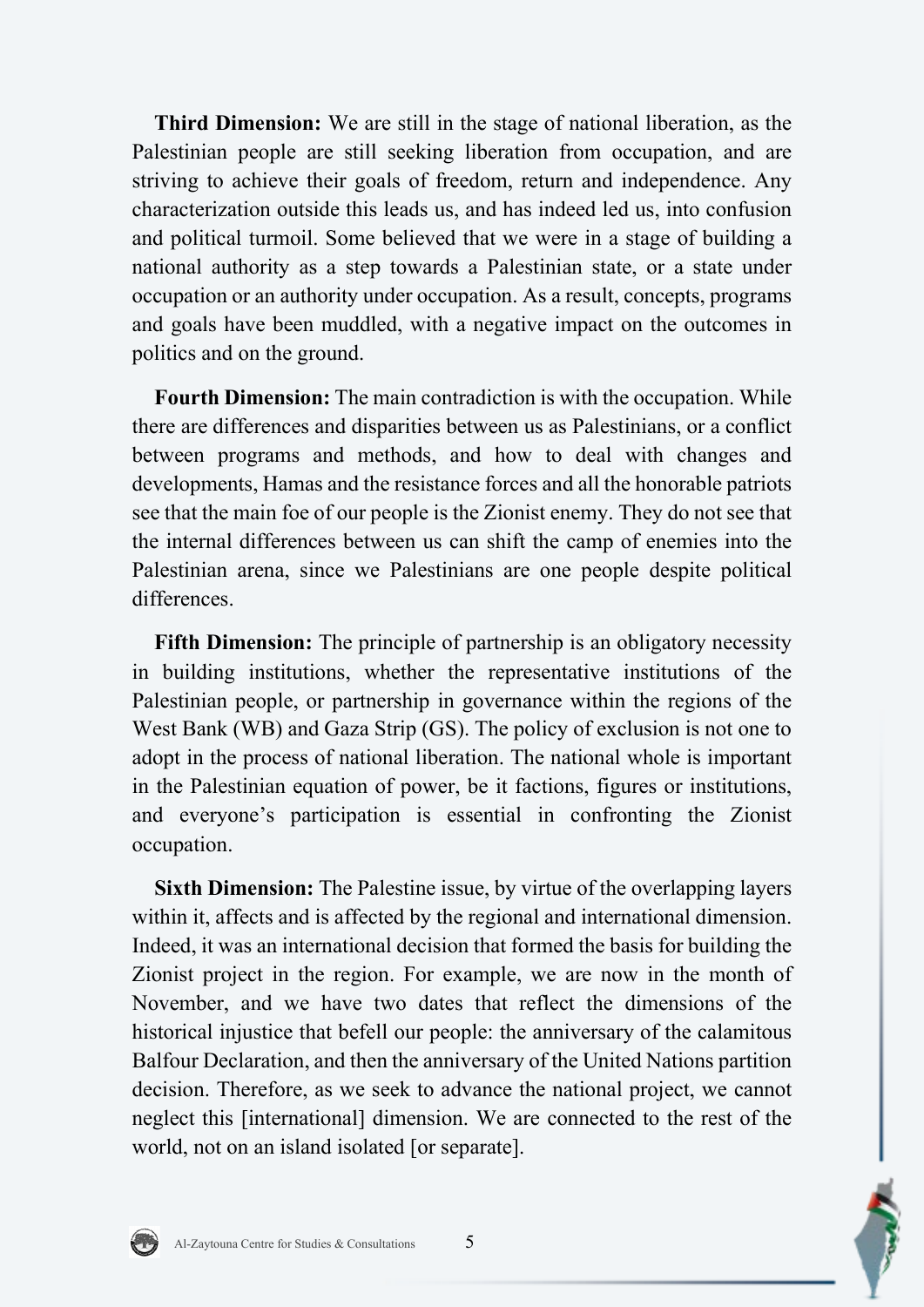**Third Dimension:** We are still in the stage of national liberation, as the Palestinian people are still seeking liberation from occupation, and are striving to achieve their goals of freedom, return and independence. Any characterization outside this leads us, and has indeed led us, into confusion and political turmoil. Some believed that we were in a stage of building a national authority as a step towards a Palestinian state, or a state under occupation or an authority under occupation. As a result, concepts, programs and goals have been muddled, with a negative impact on the outcomes in politics and on the ground.

**Fourth Dimension:** The main contradiction is with the occupation. While there are differences and disparities between us as Palestinians, or a conflict between programs and methods, and how to deal with changes and developments, Hamas and the resistance forces and all the honorable patriots see that the main foe of our people is the Zionist enemy. They do not see that the internal differences between us can shift the camp of enemies into the Palestinian arena, since we Palestinians are one people despite political differences.

**Fifth Dimension:** The principle of partnership is an obligatory necessity in building institutions, whether the representative institutions of the Palestinian people, or partnership in governance within the regions of the West Bank (WB) and Gaza Strip (GS). The policy of exclusion is not one to adopt in the process of national liberation. The national whole is important in the Palestinian equation of power, be it factions, figures or institutions, and everyone's participation is essential in confronting the Zionist occupation.

**Sixth Dimension:** The Palestine issue, by virtue of the overlapping layers within it, affects and is affected by the regional and international dimension. Indeed, it was an international decision that formed the basis for building the Zionist project in the region. For example, we are now in the month of November, and we have two dates that reflect the dimensions of the historical injustice that befell our people: the anniversary of the calamitous Balfour Declaration, and then the anniversary of the United Nations partition decision. Therefore, as we seek to advance the national project, we cannot neglect this [international] dimension. We are connected to the rest of the world, not on an island isolated [or separate].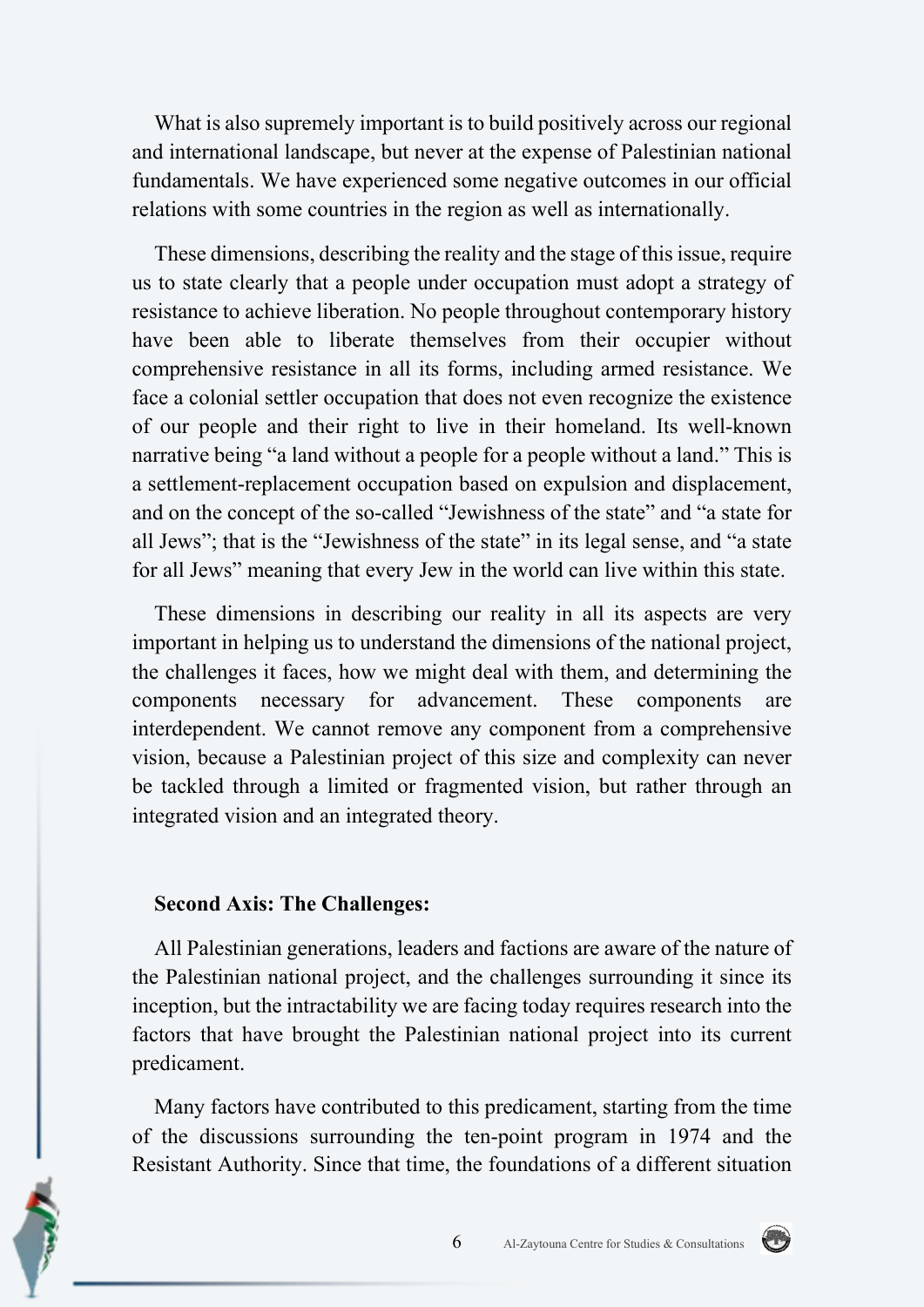What is also supremely important is to build positively across our regional and international landscape, but never at the expense of Palestinian national fundamentals. We have experienced some negative outcomes in our official relations with some countries in the region as well as internationally.

These dimensions, describing the reality and the stage of this issue, require us to state clearly that a people under occupation must adopt a strategy of resistance to achieve liberation. No people throughout contemporary history have been able to liberate themselves from their occupier without comprehensive resistance in all its forms, including armed resistance. We face a colonial settler occupation that does not even recognize the existence of our people and their right to live in their homeland. Its well-known narrative being "a land without a people for a people without a land." This is a settlement-replacement occupation based on expulsion and displacement, and on the concept of the so-called "Jewishness of the state" and "a state for all Jews"; that is the "Jewishness of the state" in its legal sense, and "a state for all Jews" meaning that every Jew in the world can live within this state.

These dimensions in describing our reality in all its aspects are very important in helping us to understand the dimensions of the national project, the challenges it faces, how we might deal with them, and determining the components necessary for advancement. These components are interdependent. We cannot remove any component from a comprehensive vision, because a Palestinian project of this size and complexity can never be tackled through a limited or fragmented vision, but rather through an integrated vision and an integrated theory.

**Second Axis: The Challenges:**

All Palestinian generations, leaders and factions are aware of the nature of the Palestinian national project, and the challenges surrounding it since its inception, but the intractability we are facing today requires research into the factors that have brought the Palestinian national project into its current predicament.

Many factors have contributed to this predicament, starting from the time of the discussions surrounding the ten-point program in 1974 and the Resistant Authority. Since that time, the foundations of a different situation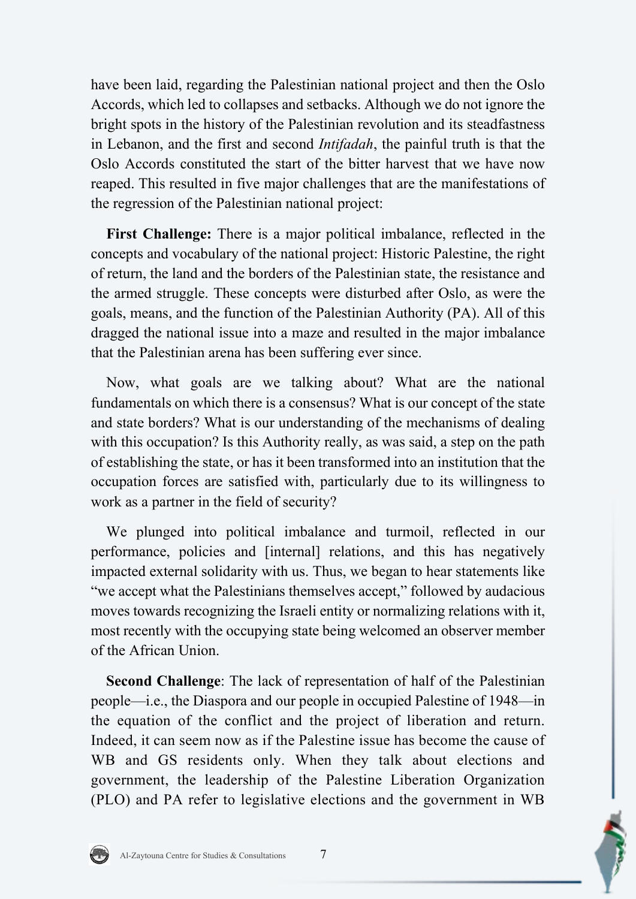have been laid, regarding the Palestinian national project and then the Oslo Accords, which led to collapses and setbacks. Although we do not ignore the bright spots in the history of the Palestinian revolution and its steadfastness in Lebanon, and the first and second *Intifadah*, the painful truth is that the Oslo Accords constituted the start of the bitter harvest that we have now reaped. This resulted in five major challenges that are the manifestations of the regression of the Palestinian national project:

**First Challenge:** There is a major political imbalance, reflected in the concepts and vocabulary of the national project: Historic Palestine, the right of return, the land and the borders of the Palestinian state, the resistance and the armed struggle. These concepts were disturbed after Oslo, as were the goals, means, and the function of the Palestinian Authority (PA). All of this dragged the national issue into a maze and resulted in the major imbalance that the Palestinian arena has been suffering ever since.

Now, what goals are we talking about? What are the national fundamentals on which there is a consensus? What is our concept of the state and state borders? What is our understanding of the mechanisms of dealing with this occupation? Is this Authority really, as was said, a step on the path of establishing the state, or has it been transformed into an institution that the occupation forces are satisfied with, particularly due to its willingness to work as a partner in the field of security?

We plunged into political imbalance and turmoil, reflected in our performance, policies and [internal] relations, and this has negatively impacted external solidarity with us. Thus, we began to hear statements like "we accept what the Palestinians themselves accept," followed by audacious moves towards recognizing the Israeli entity or normalizing relations with it, most recently with the occupying state being welcomed an observer member of the African Union.

**Second Challenge**: The lack of representation of half of the Palestinian people—i.e., the Diaspora and our people in occupied Palestine of 1948—in the equation of the conflict and the project of liberation and return. Indeed, it can seem now as if the Palestine issue has become the cause of WB and GS residents only. When they talk about elections and government, the leadership of the Palestine Liberation Organization (PLO) and PA refer to legislative elections and the government in WB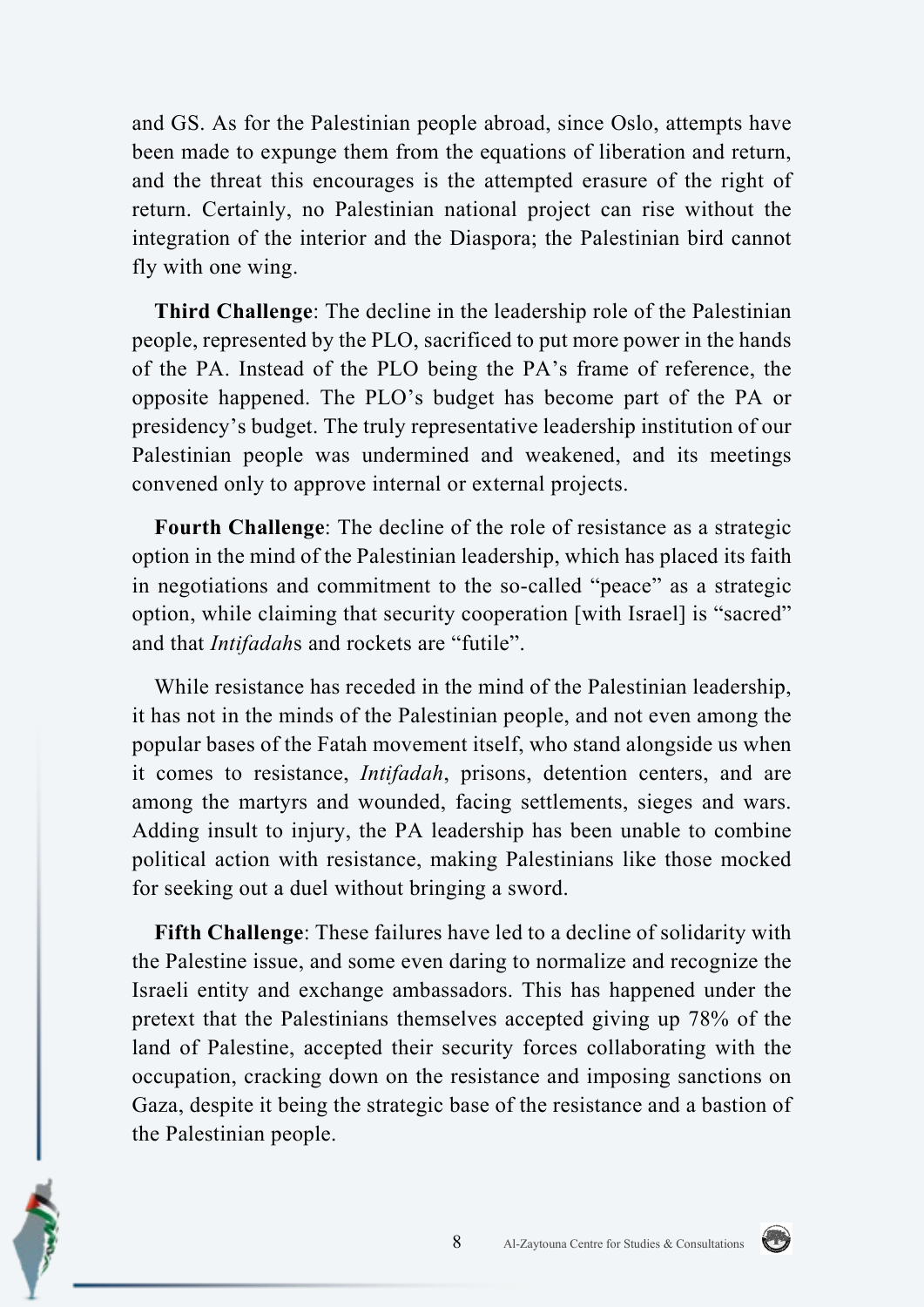and GS. As for the Palestinian people abroad, since Oslo, attempts have been made to expunge them from the equations of liberation and return, and the threat this encourages is the attempted erasure of the right of return. Certainly, no Palestinian national project can rise without the integration of the interior and the Diaspora; the Palestinian bird cannot fly with one wing.

**Third Challenge**: The decline in the leadership role of the Palestinian people, represented by the PLO, sacrificed to put more power in the hands of the PA. Instead of the PLO being the PA's frame of reference, the opposite happened. The PLO's budget has become part of the PA or presidency's budget. The truly representative leadership institution of our Palestinian people was undermined and weakened, and its meetings convened only to approve internal or external projects.

**Fourth Challenge**: The decline of the role of resistance as a strategic option in the mind of the Palestinian leadership, which has placed its faith in negotiations and commitment to the so-called "peace" as a strategic option, while claiming that security cooperation [with Israel] is "sacred" and that *Intifadah*s and rockets are "futile".

While resistance has receded in the mind of the Palestinian leadership, it has not in the minds of the Palestinian people, and not even among the popular bases of the Fatah movement itself, who stand alongside us when it comes to resistance, *Intifadah*, prisons, detention centers, and are among the martyrs and wounded, facing settlements, sieges and wars. Adding insult to injury, the PA leadership has been unable to combine political action with resistance, making Palestinians like those mocked for seeking out a duel without bringing a sword.

**Fifth Challenge**: These failures have led to a decline of solidarity with the Palestine issue, and some even daring to normalize and recognize the Israeli entity and exchange ambassadors. This has happened under the pretext that the Palestinians themselves accepted giving up 78% of the land of Palestine, accepted their security forces collaborating with the occupation, cracking down on the resistance and imposing sanctions on Gaza, despite it being the strategic base of the resistance and a bastion of the Palestinian people.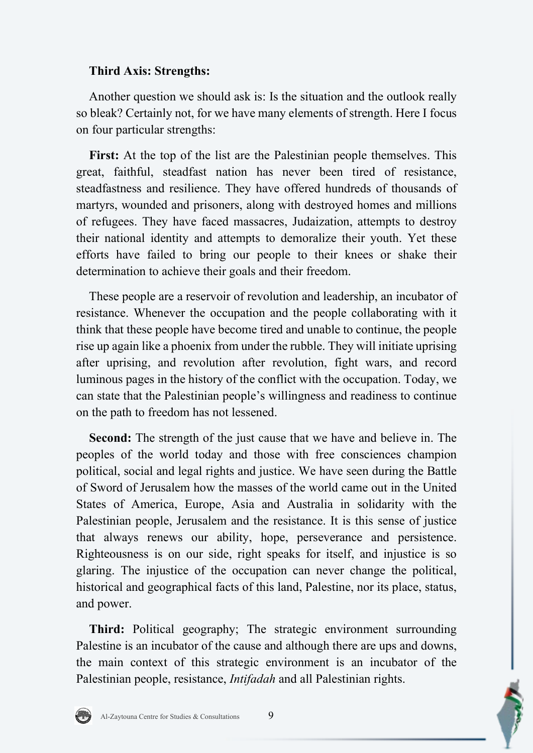**Third Axis: Strengths:**

Another question we should ask is: Is the situation and the outlook really so bleak? Certainly not, for we have many elements of strength. Here I focus on four particular strengths:

**First:** At the top of the list are the Palestinian people themselves. This great, faithful, steadfast nation has never been tired of resistance, steadfastness and resilience. They have offered hundreds of thousands of martyrs, wounded and prisoners, along with destroyed homes and millions of refugees. They have faced massacres, Judaization, attempts to destroy their national identity and attempts to demoralize their youth. Yet these efforts have failed to bring our people to their knees or shake their determination to achieve their goals and their freedom.

These people are a reservoir of revolution and leadership, an incubator of resistance. Whenever the occupation and the people collaborating with it think that these people have become tired and unable to continue, the people rise up again like a phoenix from under the rubble. They will initiate uprising after uprising, and revolution after revolution, fight wars, and record luminous pages in the history of the conflict with the occupation. Today, we can state that the Palestinian people's willingness and readiness to continue on the path to freedom has not lessened.

**Second:** The strength of the just cause that we have and believe in. The peoples of the world today and those with free consciences champion political, social and legal rights and justice. We have seen during the Battle of Sword of Jerusalem how the masses of the world came out in the United States of America, Europe, Asia and Australia in solidarity with the Palestinian people, Jerusalem and the resistance. It is this sense of justice that always renews our ability, hope, perseverance and persistence. Righteousness is on our side, right speaks for itself, and injustice is so glaring. The injustice of the occupation can never change the political, historical and geographical facts of this land, Palestine, nor its place, status, and power.

**Third:** Political geography; The strategic environment surrounding Palestine is an incubator of the cause and although there are ups and downs, the main context of this strategic environment is an incubator of the Palestinian people, resistance, *Intifadah* and all Palestinian rights.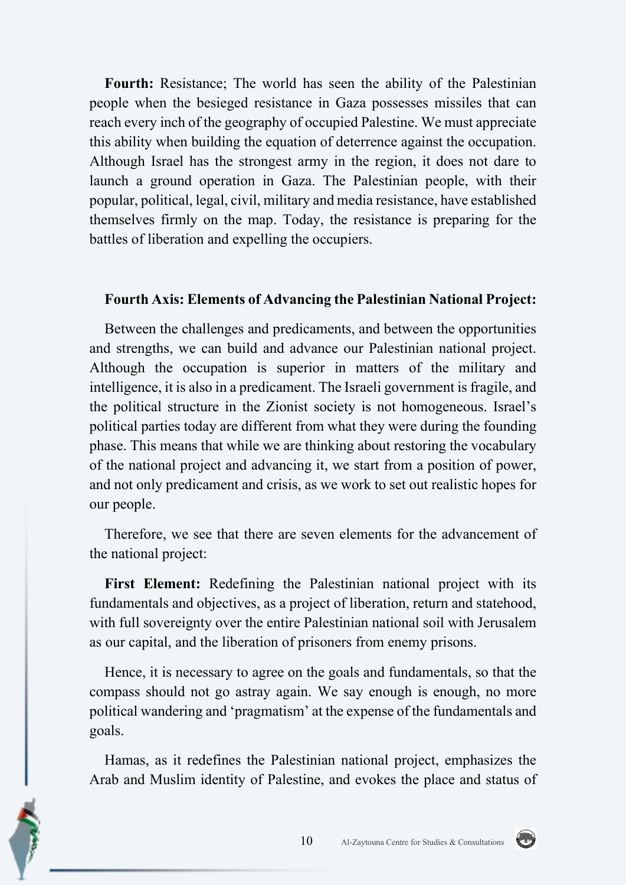**Fourth:** Resistance; The world has seen the ability of the Palestinian people when the besieged resistance in Gaza possesses missiles that can reach every inch of the geography of occupied Palestine. We must appreciate this ability when building the equation of deterrence against the occupation. Although Israel has the strongest army in the region, it does not dare to launch a ground operation in Gaza. The Palestinian people, with their popular, political, legal, civil, military and media resistance, have established themselves firmly on the map. Today, the resistance is preparing for the battles of liberation and expelling the occupiers.

### Fourth Axis: Elements of Advancing the Palestinian National Project:

Between the challenges and predicaments, and between the opportunities and strengths, we can build and advance our Palestinian national project. Although the occupation is superior in matters of the military and intelligence, it is also in a predicament. The Israeli government is fragile, and the political structure in the Zionist society is not homogeneous. Israel's political parties today are different from what they were during the founding phase. This means that while we are thinking about restoring the vocabulary of the national project and advancing it, we start from a position of power, and not only predicament and crisis, as we work to set out realistic hopes for our people.

Therefore, we see that there are seven elements for the advancement of the national project:

**First Element:** Redefining the Palestinian national project with its fundamentals and objectives, as a project of liberation, return and statehood, with full sovereignty over the entire Palestinian national soil with Jerusalem as our capital, and the liberation of prisoners from enemy prisons.

Hence, it is necessary to agree on the goals and fundamentals, so that the compass should not go astray again. We say enough is enough, no more political wandering and 'pragmatism' at the expense of the fundamentals and goals.

Hamas, as it redefines the Palestinian national project, emphasizes the Arab and Muslim identity of Palestine, and evokes the place and status of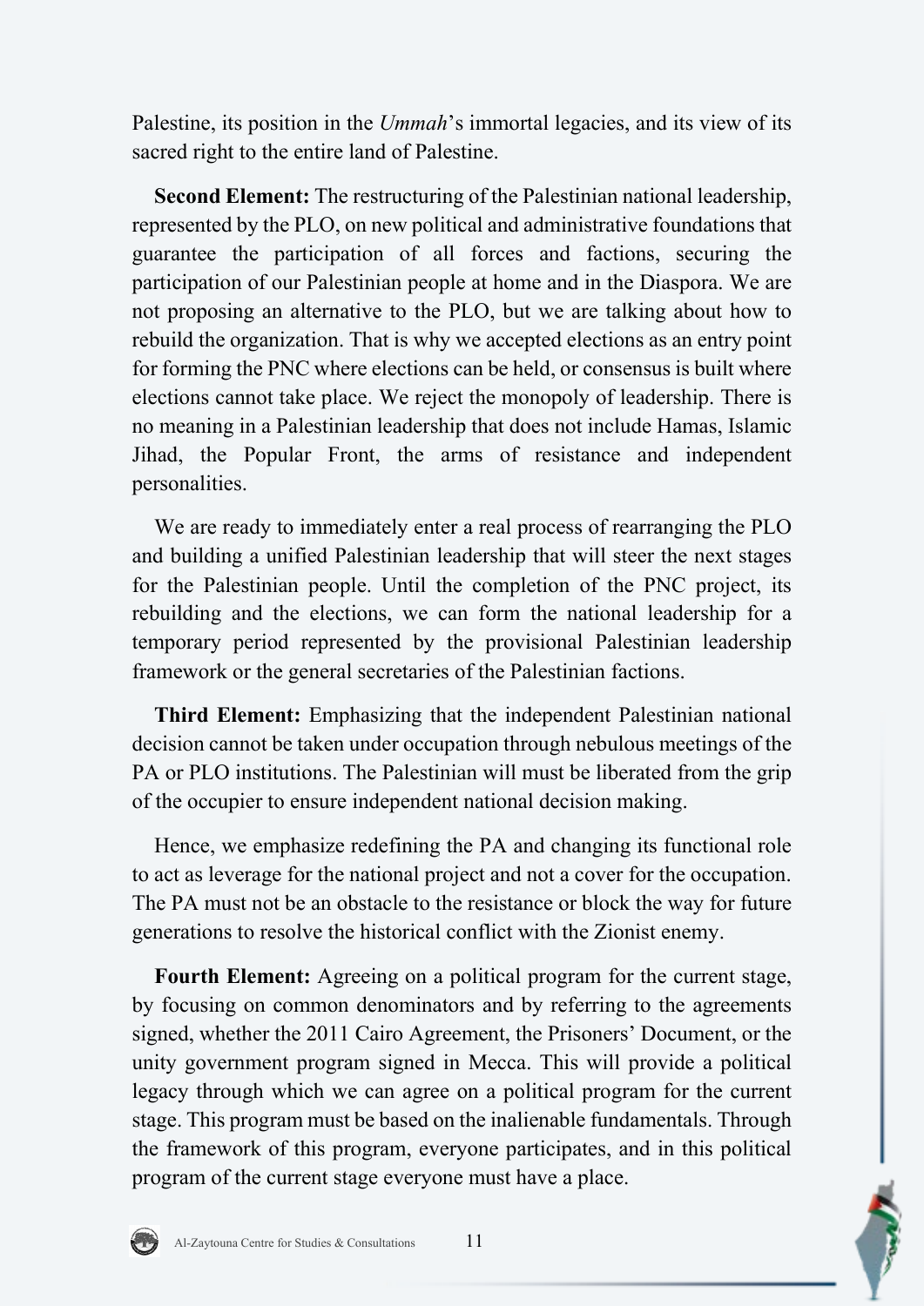Palestine, its position in the *Ummah*'s immortal legacies, and its view of its sacred right to the entire land of Palestine.

**Second Element:** The restructuring of the Palestinian national leadership, represented by the PLO, on new political and administrative foundations that guarantee the participation of all forces and factions, securing the participation of our Palestinian people at home and in the Diaspora. We are not proposing an alternative to the PLO, but we are talking about how to rebuild the organization. That is why we accepted elections as an entry point for forming the PNC where elections can be held, or consensus is built where elections cannot take place. We reject the monopoly of leadership. There is no meaning in a Palestinian leadership that does not include Hamas, Islamic Jihad, the Popular Front, the arms of resistance and independent personalities.

We are ready to immediately enter a real process of rearranging the PLO and building a unified Palestinian leadership that will steer the next stages for the Palestinian people. Until the completion of the PNC project, its rebuilding and the elections, we can form the national leadership for a temporary period represented by the provisional Palestinian leadership framework or the general secretaries of the Palestinian factions.

**Third Element:** Emphasizing that the independent Palestinian national decision cannot be taken under occupation through nebulous meetings of the PA or PLO institutions. The Palestinian will must be liberated from the grip of the occupier to ensure independent national decision making.

Hence, we emphasize redefining the PA and changing its functional role to act as leverage for the national project and not a cover for the occupation. The PA must not be an obstacle to the resistance or block the way for future generations to resolve the historical conflict with the Zionist enemy.

**Fourth Element:** Agreeing on a political program for the current stage, by focusing on common denominators and by referring to the agreements signed, whether the 2011 Cairo Agreement, the Prisoners' Document, or the unity government program signed in Mecca. This will provide a political legacy through which we can agree on a political program for the current stage. This program must be based on the inalienable fundamentals. Through the framework of this program, everyone participates, and in this political program of the current stage everyone must have a place.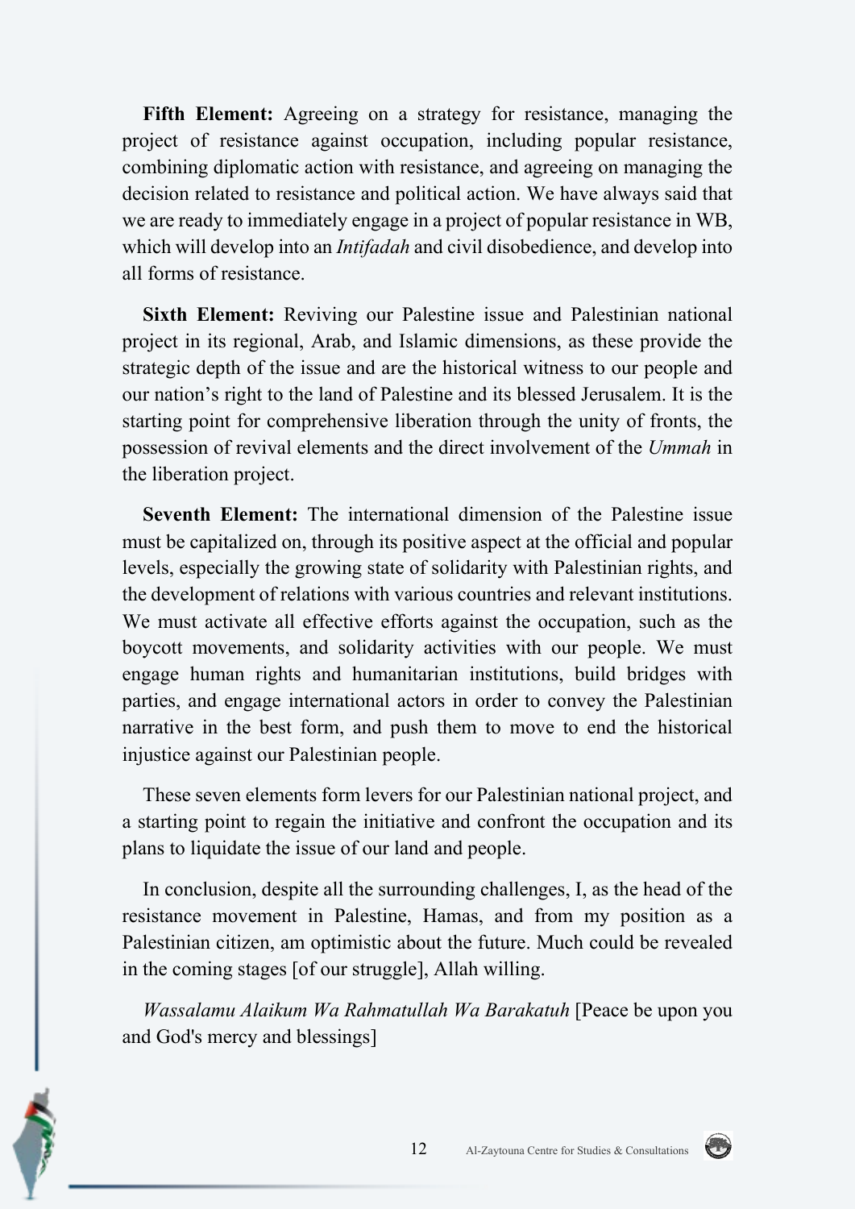**Fifth Element:** Agreeing on a strategy for resistance, managing the project of resistance against occupation, including popular resistance, combining diplomatic action with resistance, and agreeing on managing the decision related to resistance and political action. We have always said that we are ready to immediately engage in a project of popular resistance in WB, which will develop into an *Intifadah* and civil disobedience, and develop into all forms of resistance.

**Sixth Element:** Reviving our Palestine issue and Palestinian national project in its regional, Arab, and Islamic dimensions, as these provide the strategic depth of the issue and are the historical witness to our people and our nation's right to the land of Palestine and its blessed Jerusalem. It is the starting point for comprehensive liberation through the unity of fronts, the possession of revival elements and the direct involvement of the *Ummah* in the liberation project.

**Seventh Element:** The international dimension of the Palestine issue must be capitalized on, through its positive aspect at the official and popular levels, especially the growing state of solidarity with Palestinian rights, and the development of relations with various countries and relevant institutions. We must activate all effective efforts against the occupation, such as the boycott movements, and solidarity activities with our people. We must engage human rights and humanitarian institutions, build bridges with parties, and engage international actors in order to convey the Palestinian narrative in the best form, and push them to move to end the historical injustice against our Palestinian people.

These seven elements form levers for our Palestinian national project, and a starting point to regain the initiative and confront the occupation and its plans to liquidate the issue of our land and people.

In conclusion, despite all the surrounding challenges, I, as the head of the resistance movement in Palestine, Hamas, and from my position as a Palestinian citizen, am optimistic about the future. Much could be revealed in the coming stages [of our struggle], Allah willing.

*Wassalamu Alaikum Wa Rahmatullah Wa Barakatuh* [Peace be upon you and God's mercy and blessings]